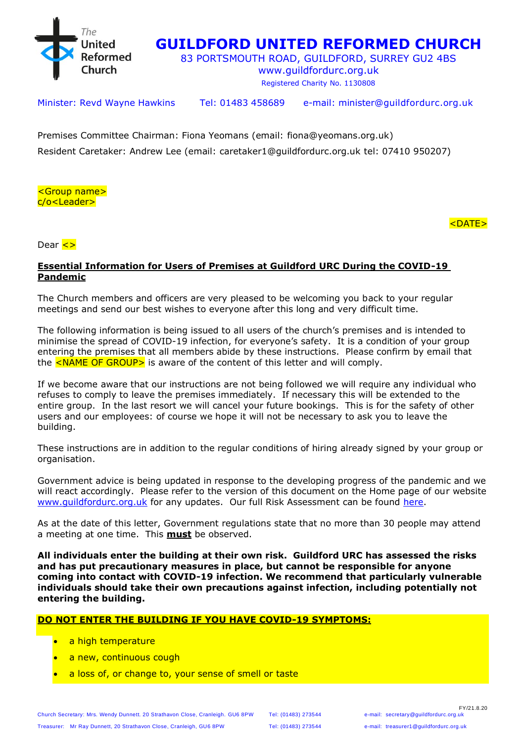# GUILDFORD UNITED REFORMED CHURCH

83 PORTSMOUTH ROAD, GUILDFORD, SURREY GU2 4BS
www.guildfordurc.org.uk
Registered Charity No. 1130808

Minister: Revd Wayne Hawkins Tel: 01483 458689 e-mail: minister@guildfordurc.org.uk

Premises Committee Chairman: Fiona Yeomans (email: fiona@yeomans.org.uk)
Resident Caretaker: Andrew Lee (email: caretaker1@guildfordurc.org.uk tel: 07410 950207)

<Group name>
c/o<Leader>

<DATE>

Dear <>

**Essential Information for Users of Premises at Guildford URC During the COVID-19 Pandemic**

The Church members and officers are very pleased to be welcoming you back to your regular meetings and send our best wishes to everyone after this long and very difficult time.

The following information is being issued to all users of the church's premises and is intended to minimise the spread of COVID-19 infection, for everyone's safety. It is a condition of your group entering the premises that all members abide by these instructions. Please confirm by email that the <NAME OF GROUP> is aware of the content of this letter and will comply.

If we become aware that our instructions are not being followed we will require any individual who refuses to comply to leave the premises immediately. If necessary this will be extended to the entire group. In the last resort we will cancel your future bookings. This is for the safety of other users and our employees: of course we hope it will not be necessary to ask you to leave the building.

These instructions are in addition to the regular conditions of hiring already signed by your group or organisation.

Government advice is being updated in response to the developing progress of the pandemic and we will react accordingly. Please refer to the version of this document on the Home page of our website www.guildfordurc.org.uk for any updates. Our full Risk Assessment can be found here.

As at the date of this letter, Government regulations state that no more than 30 people may attend a meeting at one time. This **must** be observed.

**All individuals enter the building at their own risk. Guildford URC has assessed the risks and has put precautionary measures in place, but cannot be responsible for anyone coming into contact with COVID-19 infection. We recommend that particularly vulnerable individuals should take their own precautions against infection, including potentially not entering the building.**

**DO NOT ENTER THE BUILDING IF YOU HAVE COVID-19 SYMPTOMS:**

- a high temperature
- a new, continuous cough
- a loss of, or change to, your sense of smell or taste

FY/21.8.20

Church Secretary: Mrs. Wendy Dunnett. 20 Strathavon Close, Cranleigh. GU6 8PW Tel: (01483) 273544 e-mail: secretary@guildfordurc.org.uk
Treasurer: Mr Ray Dunnett, 20 Strathavon Close, Cranleigh, GU6 8PW Tel: (01483) 273544 e-mail: treasurer1@guildfordurc.org.uk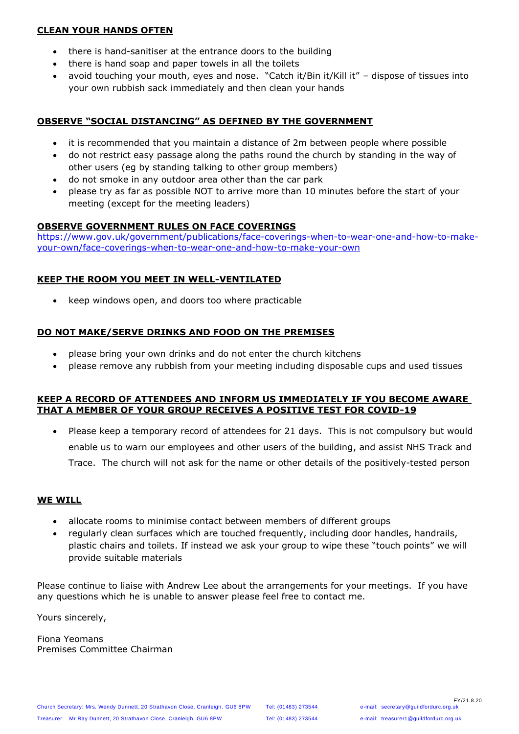**CLEAN YOUR HANDS OFTEN**

- there is hand-sanitiser at the entrance doors to the building
- there is hand soap and paper towels in all the toilets
- avoid touching your mouth, eyes and nose. "Catch it/Bin it/Kill it" – dispose of tissues into your own rubbish sack immediately and then clean your hands

**OBSERVE "SOCIAL DISTANCING" AS DEFINED BY THE GOVERNMENT**

- it is recommended that you maintain a distance of 2m between people where possible
- do not restrict easy passage along the paths round the church by standing in the way of other users (eg by standing talking to other group members)
- do not smoke in any outdoor area other than the car park
- please try as far as possible NOT to arrive more than 10 minutes before the start of your meeting (except for the meeting leaders)

**OBSERVE GOVERNMENT RULES ON FACE COVERINGS**
https://www.gov.uk/government/publications/face-coverings-when-to-wear-one-and-how-to-make-your-own/face-coverings-when-to-wear-one-and-how-to-make-your-own

**KEEP THE ROOM YOU MEET IN WELL-VENTILATED**

- keep windows open, and doors too where practicable

**DO NOT MAKE/SERVE DRINKS AND FOOD ON THE PREMISES**

- please bring your own drinks and do not enter the church kitchens
- please remove any rubbish from your meeting including disposable cups and used tissues

**KEEP A RECORD OF ATTENDEES AND INFORM US IMMEDIATELY IF YOU BECOME AWARE THAT A MEMBER OF YOUR GROUP RECEIVES A POSITIVE TEST FOR COVID-19**

- Please keep a temporary record of attendees for 21 days. This is not compulsory but would enable us to warn our employees and other users of the building, and assist NHS Track and Trace. The church will not ask for the name or other details of the positively-tested person

**WE WILL**

- allocate rooms to minimise contact between members of different groups
- regularly clean surfaces which are touched frequently, including door handles, handrails, plastic chairs and toilets. If instead we ask your group to wipe these "touch points" we will provide suitable materials

Please continue to liaise with Andrew Lee about the arrangements for your meetings. If you have any questions which he is unable to answer please feel free to contact me.

Yours sincerely,

Fiona Yeomans
Premises Committee Chairman

FY/21.8.20

Church Secretary: Mrs. Wendy Dunnett. 20 Strathavon Close, Cranleigh. GU6 8PW Tel: (01483) 273544 e-mail: secretary@guildfordurc.org.uk

Treasurer: Mr Ray Dunnett, 20 Strathavon Close, Cranleigh, GU6 8PW Tel: (01483) 273544 e-mail: treasurer1@guildfordurc.org.uk